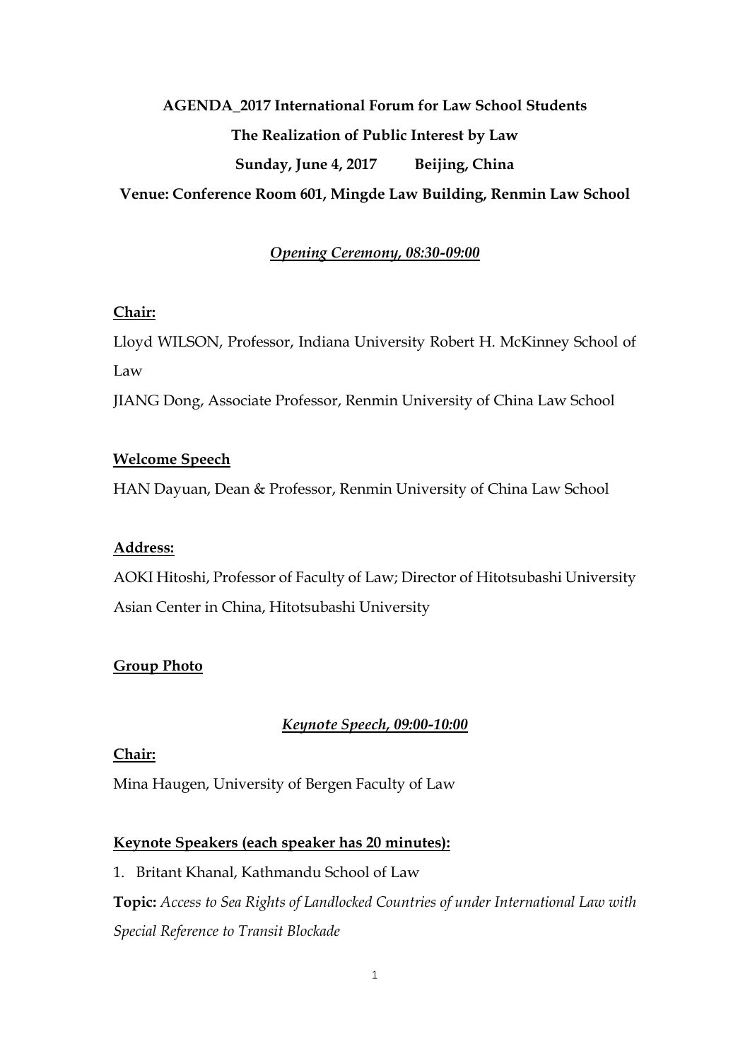**AGENDA_2017 International Forum for Law School Students**

**The Realization of Public Interest by Law**

**Sunday, June 4, 2017 Beijing, China**

**Venue: Conference Room 601, Mingde Law Building, Renmin Law School**

***Opening Ceremony, 08:30-09:00***

**Chair:**

Lloyd WILSON, Professor, Indiana University Robert H. McKinney School of Law

JIANG Dong, Associate Professor, Renmin University of China Law School

**Welcome Speech**

HAN Dayuan, Dean & Professor, Renmin University of China Law School

**Address:**

AOKI Hitoshi, Professor of Faculty of Law; Director of Hitotsubashi University Asian Center in China, Hitotsubashi University

**Group Photo**

***Keynote Speech, 09:00-10:00***

**Chair:**

Mina Haugen, University of Bergen Faculty of Law

**Keynote Speakers (each speaker has 20 minutes):**

1. Britant Khanal, Kathmandu School of Law

**Topic:** *Access to Sea Rights of Landlocked Countries of under International Law with Special Reference to Transit Blockade*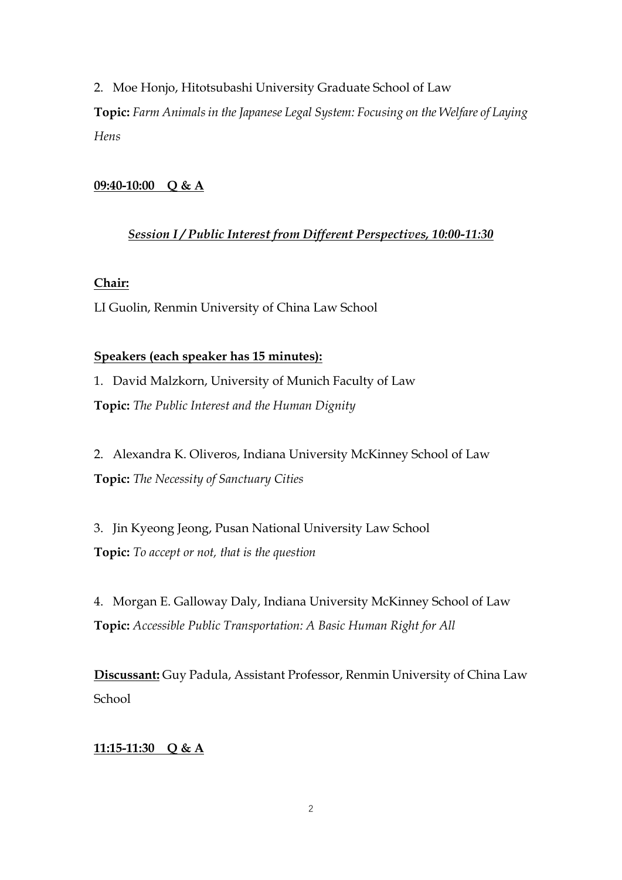2. Moe Honjo, Hitotsubashi University Graduate School of Law

**Topic:** *Farm Animals in the Japanese Legal System: Focusing on the Welfare of Laying Hens*

**<u>09:40-10:00　Q & A</u>**

### ***<u>Session I / Public Interest from Different Perspectives, 10:00-11:30</u>***

**<u>Chair:</u>**

LI Guolin, Renmin University of China Law School

**<u>Speakers (each speaker has 15 minutes):</u>**

1. David Malzkorn, University of Munich Faculty of Law

**Topic:** *The Public Interest and the Human Dignity*

2. Alexandra K. Oliveros, Indiana University McKinney School of Law

**Topic:** *The Necessity of Sanctuary Cities*

3. Jin Kyeong Jeong, Pusan National University Law School

**Topic:** *To accept or not, that is the question*

4. Morgan E. Galloway Daly, Indiana University McKinney School of Law

**Topic:** *Accessible Public Transportation: A Basic Human Right for All*

**<u>Discussant:</u>** Guy Padula, Assistant Professor, Renmin University of China Law School

**<u>11:15-11:30　Q & A</u>**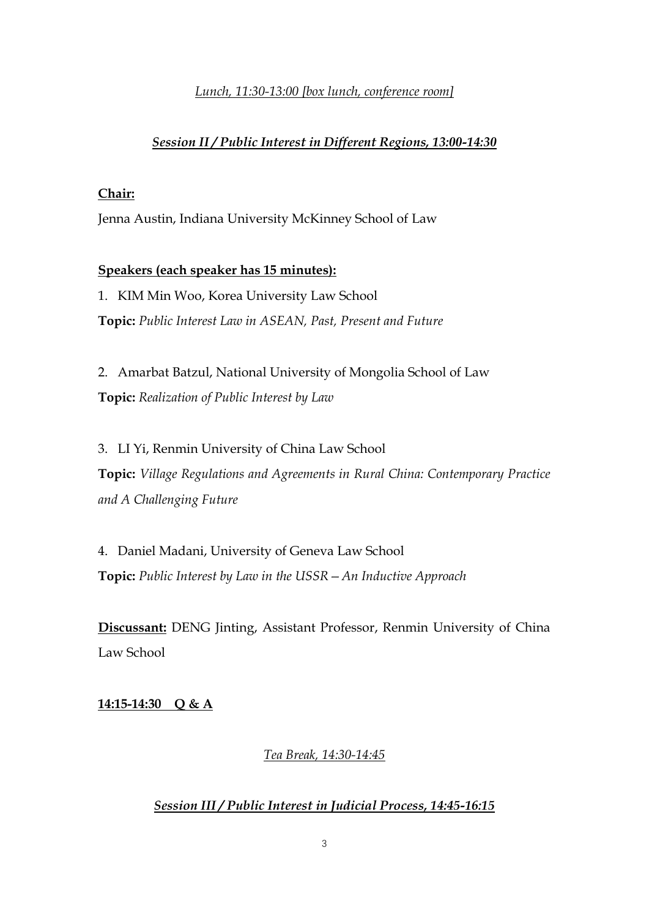*Lunch, 11:30-13:00 [box lunch, conference room]*

***Session II / Public Interest in Different Regions, 13:00-14:30***

**Chair:**

Jenna Austin, Indiana University McKinney School of Law

**Speakers (each speaker has 15 minutes):**

1. KIM Min Woo, Korea University Law School
**Topic:** *Public Interest Law in ASEAN, Past, Present and Future*

2. Amarbat Batzul, National University of Mongolia School of Law
**Topic:** *Realization of Public Interest by Law*

3. LI Yi, Renmin University of China Law School
**Topic:** *Village Regulations and Agreements in Rural China: Contemporary Practice and A Challenging Future*

4. Daniel Madani, University of Geneva Law School
**Topic:** *Public Interest by Law in the USSR – An Inductive Approach*

**Discussant:** DENG Jinting, Assistant Professor, Renmin University of China Law School

**14:15-14:30 Q & A**

*Tea Break, 14:30-14:45*

***Session III / Public Interest in Judicial Process, 14:45-16:15***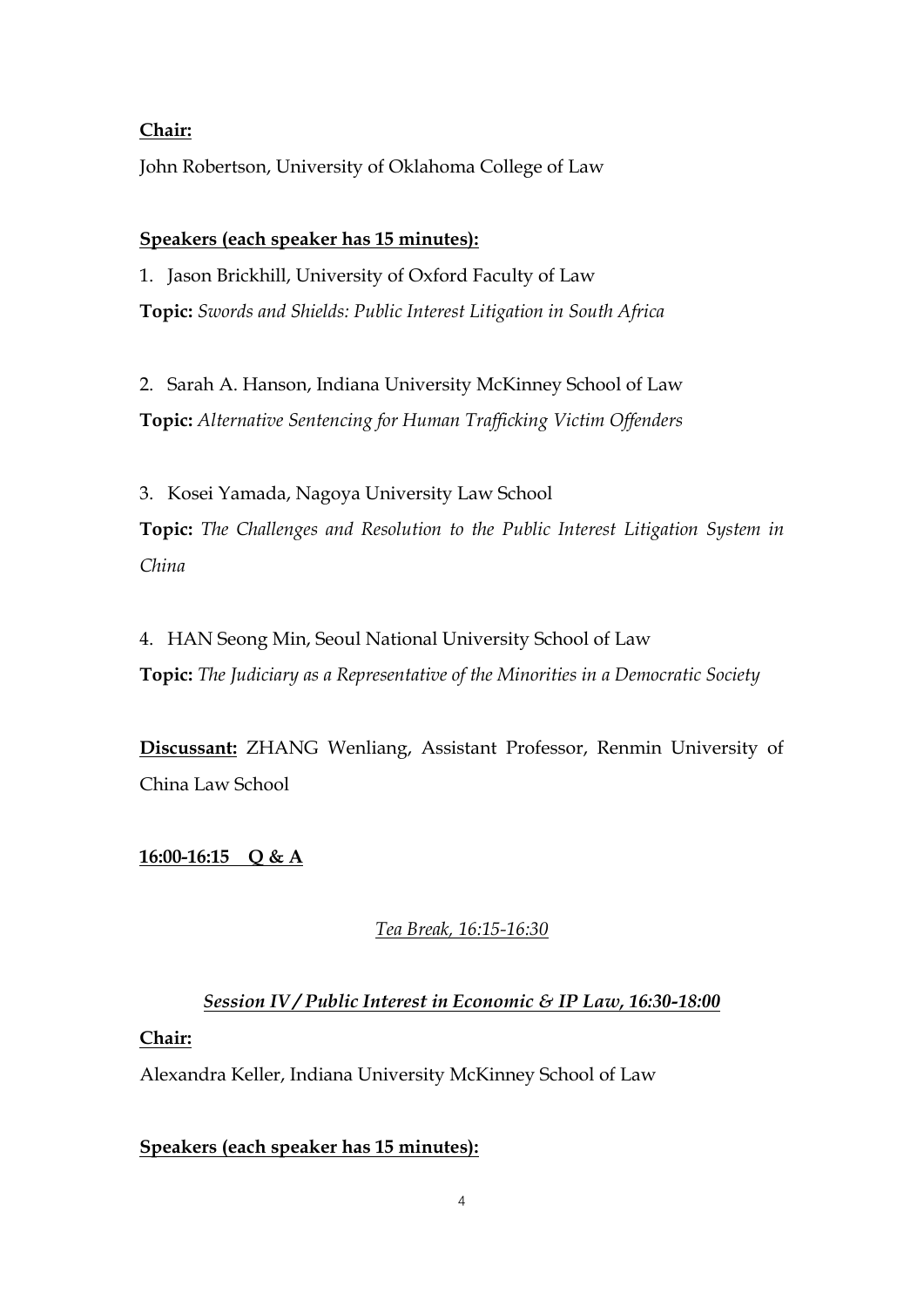**Chair:**

John Robertson, University of Oklahoma College of Law

**Speakers (each speaker has 15 minutes):**

1. Jason Brickhill, University of Oxford Faculty of Law
**Topic:** *Swords and Shields: Public Interest Litigation in South Africa*

2. Sarah A. Hanson, Indiana University McKinney School of Law
**Topic:** *Alternative Sentencing for Human Trafficking Victim Offenders*

3. Kosei Yamada, Nagoya University Law School
**Topic:** *The Challenges and Resolution to the Public Interest Litigation System in China*

4. HAN Seong Min, Seoul National University School of Law
**Topic:** *The Judiciary as a Representative of the Minorities in a Democratic Society*

**Discussant:** ZHANG Wenliang, Assistant Professor, Renmin University of China Law School

**16:00-16:15 Q & A**

*Tea Break, 16:15-16:30*

***Session IV / Public Interest in Economic & IP Law, 16:30-18:00***

**Chair:**

Alexandra Keller, Indiana University McKinney School of Law

**Speakers (each speaker has 15 minutes):**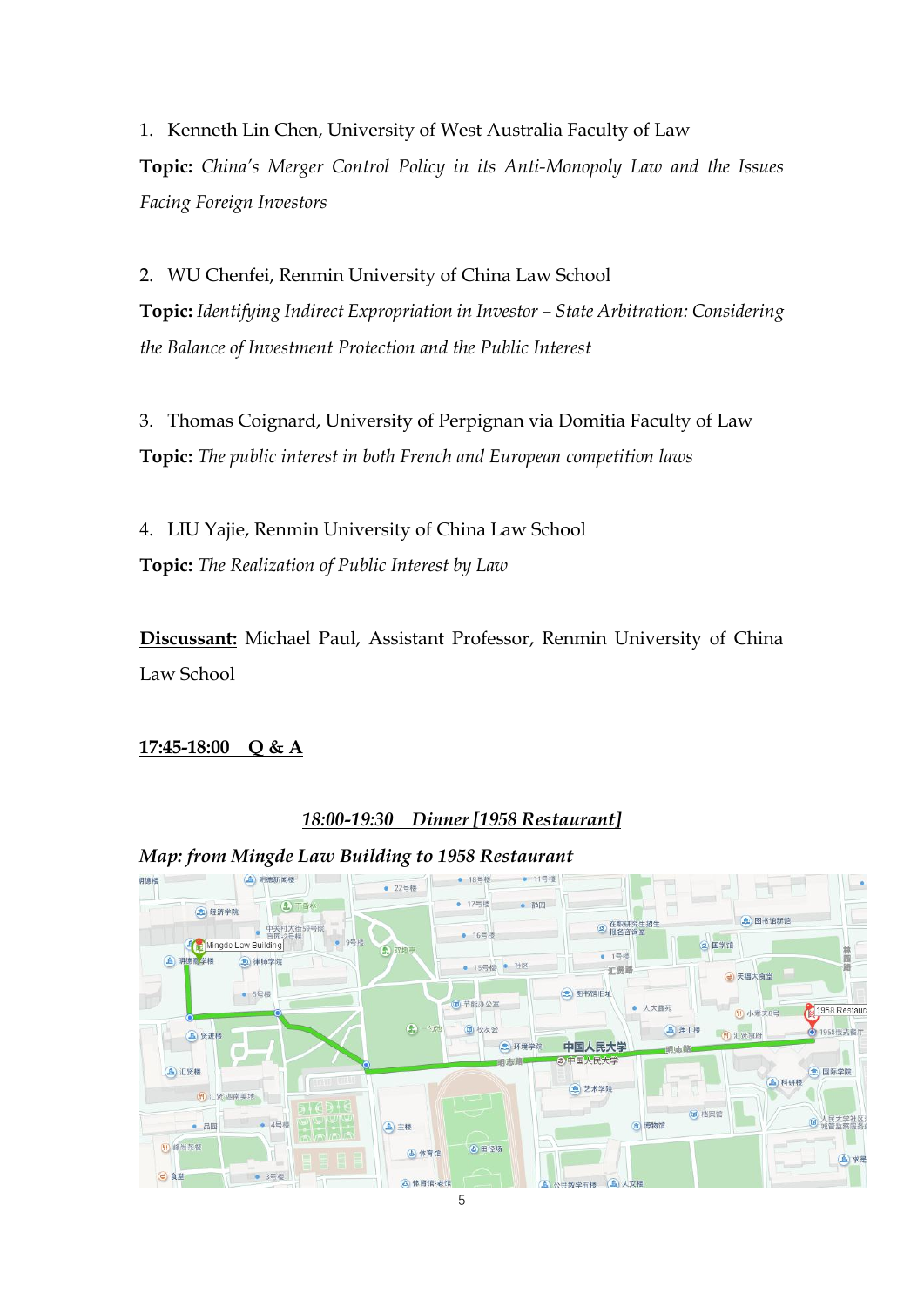1. Kenneth Lin Chen, University of West Australia Faculty of Law

**Topic:** *China's Merger Control Policy in its Anti-Monopoly Law and the Issues Facing Foreign Investors*

2. WU Chenfei, Renmin University of China Law School

**Topic:** *Identifying Indirect Expropriation in Investor – State Arbitration: Considering the Balance of Investment Protection and the Public Interest*

3. Thomas Coignard, University of Perpignan via Domitia Faculty of Law

**Topic:** *The public interest in both French and European competition laws*

4. LIU Yajie, Renmin University of China Law School

**Topic:** *The Realization of Public Interest by Law*

**Discussant:** Michael Paul, Assistant Professor, Renmin University of China Law School

**17:45-18:00 Q & A**

***18:00-19:30 Dinner [1958 Restaurant]***

***Map: from Mingde Law Building to 1958 Restaurant***